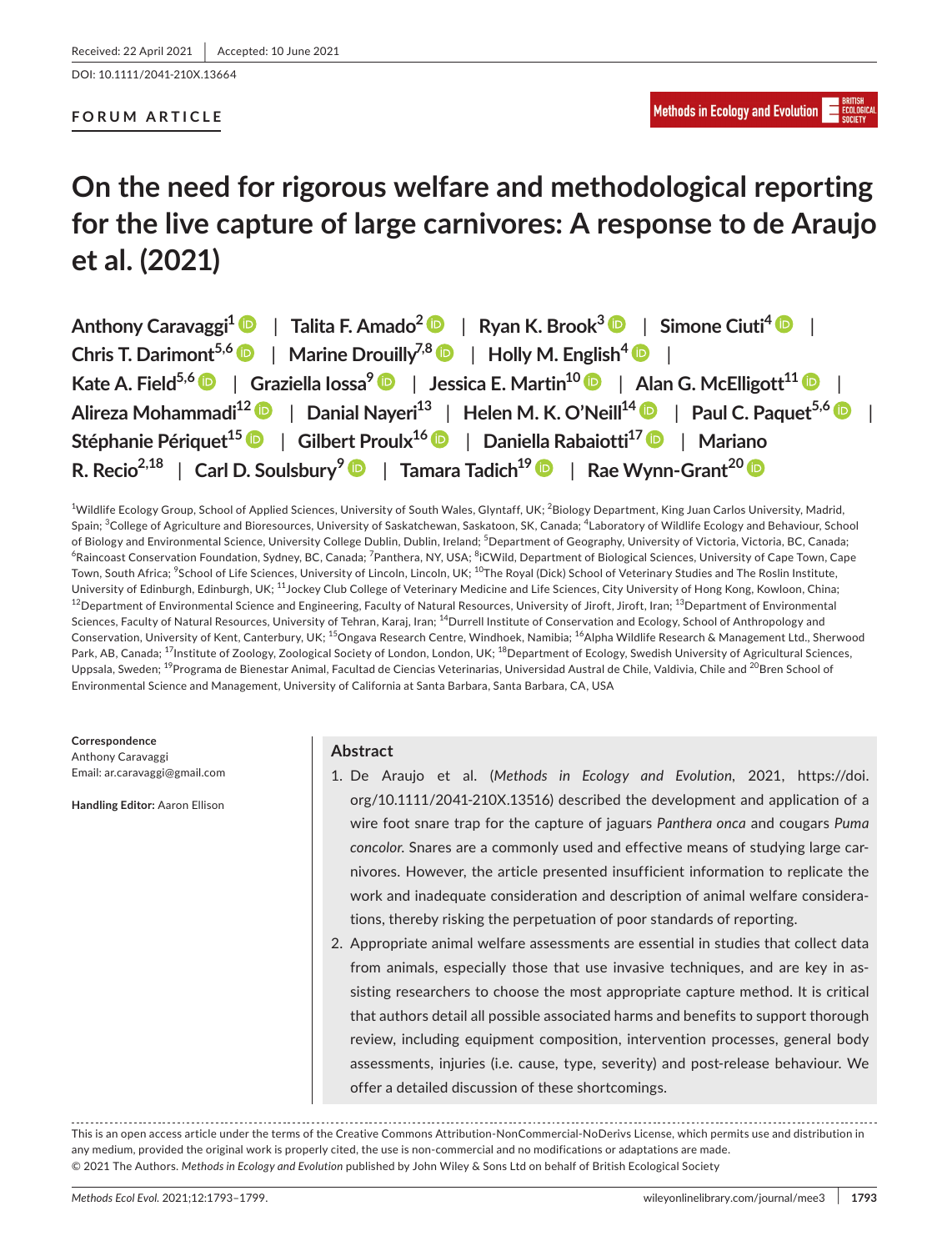Received: 22 April 2021 | Accepted: 10 June 2021

DOI: 10.1111/2041-210X.13664

**FORUM ARTICLE**

# On the need for rigorous welfare and methodological reporting for the live capture of large carnivores: A response to de Araujo et al. (2021)

**Anthony Caravaggi[1] | Talita F. Amado[2] | Ryan K. Brook[3] | Simone Ciuti[4] | Chris T. Darimont[5,6] | Marine Drouilly[7,8] | Holly M. English[4] | Kate A. Field[5,6] | Graziella Iossa[9] | Jessica E. Martin[10] | Alan G. McElligott[11] | Alireza Mohammadi[12] | Danial Nayeri[13] | Helen M. K. O'Neill[14] | Paul C. Paquet[5,6] | Stéphanie Périquet[15] | Gilbert Proulx[16] | Daniella Rabaiotti[17] | Mariano R. Recio[2,18] | Carl D. Soulsbury[9] | Tamara Tadich[19] | Rae Wynn-Grant[20]**

[1]Wildlife Ecology Group, School of Applied Sciences, University of South Wales, Glyntaff, UK; [2]Biology Department, King Juan Carlos University, Madrid, Spain; [3]College of Agriculture and Bioresources, University of Saskatchewan, Saskatoon, SK, Canada; [4]Laboratory of Wildlife Ecology and Behaviour, School of Biology and Environmental Science, University College Dublin, Dublin, Ireland; [5]Department of Geography, University of Victoria, Victoria, BC, Canada; [6]Raincoast Conservation Foundation, Sydney, BC, Canada; [7]Panthera, NY, USA; [8]iCWild, Department of Biological Sciences, University of Cape Town, Cape Town, South Africa; [9]School of Life Sciences, University of Lincoln, Lincoln, UK; [10]The Royal (Dick) School of Veterinary Studies and The Roslin Institute, University of Edinburgh, Edinburgh, UK; [11]Jockey Club College of Veterinary Medicine and Life Sciences, City University of Hong Kong, Kowloon, China; [12]Department of Environmental Science and Engineering, Faculty of Natural Resources, University of Jiroft, Jiroft, Iran; [13]Department of Environmental Sciences, Faculty of Natural Resources, University of Tehran, Karaj, Iran; [14]Durrell Institute of Conservation and Ecology, School of Anthropology and Conservation, University of Kent, Canterbury, UK; [15]Ongava Research Centre, Windhoek, Namibia; [16]Alpha Wildlife Research & Management Ltd., Sherwood Park, AB, Canada; [17]Institute of Zoology, Zoological Society of London, London, UK; [18]Department of Ecology, Swedish University of Agricultural Sciences, Uppsala, Sweden; [19]Programa de Bienestar Animal, Facultad de Ciencias Veterinarias, Universidad Austral de Chile, Valdivia, Chile and [20]Bren School of Environmental Science and Management, University of California at Santa Barbara, Santa Barbara, CA, USA

**Correspondence**
Anthony Caravaggi
Email: ar.caravaggi@gmail.com

**Handling Editor:** Aaron Ellison

## Abstract

1. De Araujo et al. (*Methods in Ecology and Evolution*, 2021, https://doi.org/10.1111/2041-210X.13516) described the development and application of a wire foot snare trap for the capture of jaguars *Panthera onca* and cougars *Puma concolor*. Snares are a commonly used and effective means of studying large carnivores. However, the article presented insufficient information to replicate the work and inadequate consideration and description of animal welfare considerations, thereby risking the perpetuation of poor standards of reporting.
2. Appropriate animal welfare assessments are essential in studies that collect data from animals, especially those that use invasive techniques, and are key in assisting researchers to choose the most appropriate capture method. It is critical that authors detail all possible associated harms and benefits to support thorough review, including equipment composition, intervention processes, general body assessments, injuries (i.e. cause, type, severity) and post-release behaviour. We offer a detailed discussion of these shortcomings.

This is an open access article under the terms of the Creative Commons Attribution-NonCommercial-NoDerivs License, which permits use and distribution in any medium, provided the original work is properly cited, the use is non-commercial and no modifications or adaptations are made.
© 2021 The Authors. *Methods in Ecology and Evolution* published by John Wiley & Sons Ltd on behalf of British Ecological Society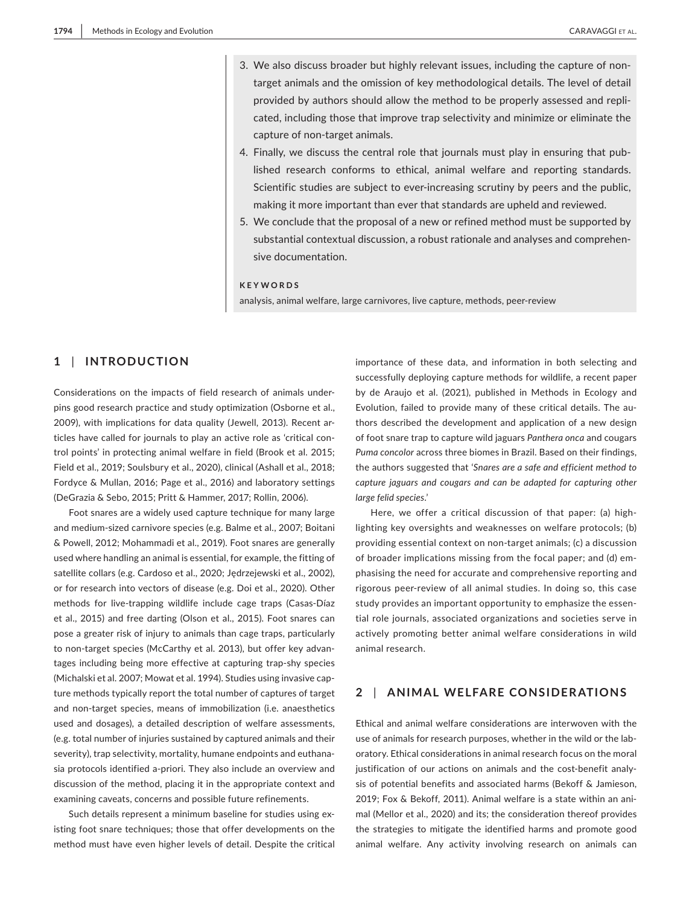3. We also discuss broader but highly relevant issues, including the capture of non-target animals and the omission of key methodological details. The level of detail provided by authors should allow the method to be properly assessed and replicated, including those that improve trap selectivity and minimize or eliminate the capture of non-target animals.
4. Finally, we discuss the central role that journals must play in ensuring that published research conforms to ethical, animal welfare and reporting standards. Scientific studies are subject to ever-increasing scrutiny by peers and the public, making it more important than ever that standards are upheld and reviewed.
5. We conclude that the proposal of a new or refined method must be supported by substantial contextual discussion, a robust rationale and analyses and comprehensive documentation.

**KEYWORDS**

analysis, animal welfare, large carnivores, live capture, methods, peer-review

## 1 | INTRODUCTION

Considerations on the impacts of field research of animals underpins good research practice and study optimization (Osborne et al., 2009), with implications for data quality (Jewell, 2013). Recent articles have called for journals to play an active role as 'critical control points' in protecting animal welfare in field (Brook et al. 2015; Field et al., 2019; Soulsbury et al., 2020), clinical (Ashall et al., 2018; Fordyce & Mullan, 2016; Page et al., 2016) and laboratory settings (DeGrazia & Sebo, 2015; Pritt & Hammer, 2017; Rollin, 2006).

Foot snares are a widely used capture technique for many large and medium-sized carnivore species (e.g. Balme et al., 2007; Boitani & Powell, 2012; Mohammadi et al., 2019). Foot snares are generally used where handling an animal is essential, for example, the fitting of satellite collars (e.g. Cardoso et al., 2020; Jędrzejewski et al., 2002), or for research into vectors of disease (e.g. Doi et al., 2020). Other methods for live-trapping wildlife include cage traps (Casas-Díaz et al., 2015) and free darting (Olson et al., 2015). Foot snares can pose a greater risk of injury to animals than cage traps, particularly to non-target species (McCarthy et al. 2013), but offer key advantages including being more effective at capturing trap-shy species (Michalski et al. 2007; Mowat et al. 1994). Studies using invasive capture methods typically report the total number of captures of target and non-target species, means of immobilization (i.e. anaesthetics used and dosages), a detailed description of welfare assessments, (e.g. total number of injuries sustained by captured animals and their severity), trap selectivity, mortality, humane endpoints and euthanasia protocols identified a-priori. They also include an overview and discussion of the method, placing it in the appropriate context and examining caveats, concerns and possible future refinements.

Such details represent a minimum baseline for studies using existing foot snare techniques; those that offer developments on the method must have even higher levels of detail. Despite the critical importance of these data, and information in both selecting and successfully deploying capture methods for wildlife, a recent paper by de Araujo et al. (2021), published in Methods in Ecology and Evolution, failed to provide many of these critical details. The authors described the development and application of a new design of foot snare trap to capture wild jaguars *Panthera onca* and cougars *Puma concolor* across three biomes in Brazil. Based on their findings, the authors suggested that '*Snares are a safe and efficient method to capture jaguars and cougars and can be adapted for capturing other large felid species*.'

Here, we offer a critical discussion of that paper: (a) highlighting key oversights and weaknesses on welfare protocols; (b) providing essential context on non-target animals; (c) a discussion of broader implications missing from the focal paper; and (d) emphasising the need for accurate and comprehensive reporting and rigorous peer-review of all animal studies. In doing so, this case study provides an important opportunity to emphasize the essential role journals, associated organizations and societies serve in actively promoting better animal welfare considerations in wild animal research.

## 2 | ANIMAL WELFARE CONSIDERATIONS

Ethical and animal welfare considerations are interwoven with the use of animals for research purposes, whether in the wild or the laboratory. Ethical considerations in animal research focus on the moral justification of our actions on animals and the cost-benefit analysis of potential benefits and associated harms (Bekoff & Jamieson, 2019; Fox & Bekoff, 2011). Animal welfare is a state within an animal (Mellor et al., 2020) and its; the consideration thereof provides the strategies to mitigate the identified harms and promote good animal welfare. Any activity involving research on animals can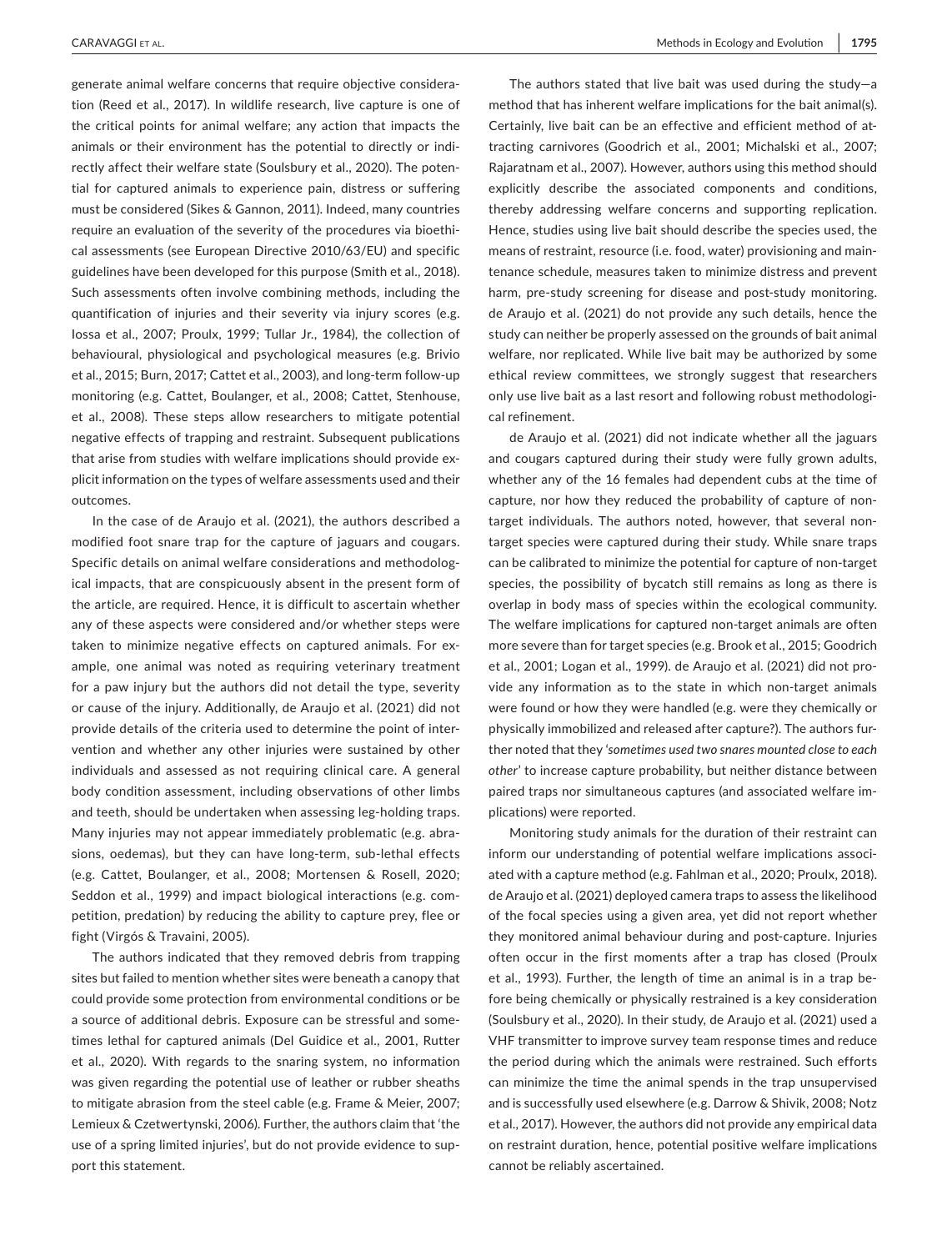generate animal welfare concerns that require objective consideration (Reed et al., 2017). In wildlife research, live capture is one of the critical points for animal welfare; any action that impacts the animals or their environment has the potential to directly or indirectly affect their welfare state (Soulsbury et al., 2020). The potential for captured animals to experience pain, distress or suffering must be considered (Sikes & Gannon, 2011). Indeed, many countries require an evaluation of the severity of the procedures via bioethical assessments (see European Directive 2010/63/EU) and specific guidelines have been developed for this purpose (Smith et al., 2018). Such assessments often involve combining methods, including the quantification of injuries and their severity via injury scores (e.g. Iossa et al., 2007; Proulx, 1999; Tullar Jr., 1984), the collection of behavioural, physiological and psychological measures (e.g. Brivio et al., 2015; Burn, 2017; Cattet et al., 2003), and long-term follow-up monitoring (e.g. Cattet, Boulanger, et al., 2008; Cattet, Stenhouse, et al., 2008). These steps allow researchers to mitigate potential negative effects of trapping and restraint. Subsequent publications that arise from studies with welfare implications should provide explicit information on the types of welfare assessments used and their outcomes.

In the case of de Araujo et al. (2021), the authors described a modified foot snare trap for the capture of jaguars and cougars. Specific details on animal welfare considerations and methodological impacts, that are conspicuously absent in the present form of the article, are required. Hence, it is difficult to ascertain whether any of these aspects were considered and/or whether steps were taken to minimize negative effects on captured animals. For example, one animal was noted as requiring veterinary treatment for a paw injury but the authors did not detail the type, severity or cause of the injury. Additionally, de Araujo et al. (2021) did not provide details of the criteria used to determine the point of intervention and whether any other injuries were sustained by other individuals and assessed as not requiring clinical care. A general body condition assessment, including observations of other limbs and teeth, should be undertaken when assessing leg-holding traps. Many injuries may not appear immediately problematic (e.g. abrasions, oedemas), but they can have long-term, sub-lethal effects (e.g. Cattet, Boulanger, et al., 2008; Mortensen & Rosell, 2020; Seddon et al., 1999) and impact biological interactions (e.g. competition, predation) by reducing the ability to capture prey, flee or fight (Virgós & Travaini, 2005).

The authors indicated that they removed debris from trapping sites but failed to mention whether sites were beneath a canopy that could provide some protection from environmental conditions or be a source of additional debris. Exposure can be stressful and sometimes lethal for captured animals (Del Guidice et al., 2001, Rutter et al., 2020). With regards to the snaring system, no information was given regarding the potential use of leather or rubber sheaths to mitigate abrasion from the steel cable (e.g. Frame & Meier, 2007; Lemieux & Czetwertynski, 2006). Further, the authors claim that 'the use of a spring limited injuries', but do not provide evidence to support this statement.

The authors stated that live bait was used during the study—a method that has inherent welfare implications for the bait animal(s). Certainly, live bait can be an effective and efficient method of attracting carnivores (Goodrich et al., 2001; Michalski et al., 2007; Rajaratnam et al., 2007). However, authors using this method should explicitly describe the associated components and conditions, thereby addressing welfare concerns and supporting replication. Hence, studies using live bait should describe the species used, the means of restraint, resource (i.e. food, water) provisioning and maintenance schedule, measures taken to minimize distress and prevent harm, pre-study screening for disease and post-study monitoring. de Araujo et al. (2021) do not provide any such details, hence the study can neither be properly assessed on the grounds of bait animal welfare, nor replicated. While live bait may be authorized by some ethical review committees, we strongly suggest that researchers only use live bait as a last resort and following robust methodological refinement.

de Araujo et al. (2021) did not indicate whether all the jaguars and cougars captured during their study were fully grown adults, whether any of the 16 females had dependent cubs at the time of capture, nor how they reduced the probability of capture of non-target individuals. The authors noted, however, that several non-target species were captured during their study. While snare traps can be calibrated to minimize the potential for capture of non-target species, the possibility of bycatch still remains as long as there is overlap in body mass of species within the ecological community. The welfare implications for captured non-target animals are often more severe than for target species (e.g. Brook et al., 2015; Goodrich et al., 2001; Logan et al., 1999). de Araujo et al. (2021) did not provide any information as to the state in which non-target animals were found or how they were handled (e.g. were they chemically or physically immobilized and released after capture?). The authors further noted that they '*sometimes used two snares mounted close to each other*' to increase capture probability, but neither distance between paired traps nor simultaneous captures (and associated welfare implications) were reported.

Monitoring study animals for the duration of their restraint can inform our understanding of potential welfare implications associated with a capture method (e.g. Fahlman et al., 2020; Proulx, 2018). de Araujo et al. (2021) deployed camera traps to assess the likelihood of the focal species using a given area, yet did not report whether they monitored animal behaviour during and post-capture. Injuries often occur in the first moments after a trap has closed (Proulx et al., 1993). Further, the length of time an animal is in a trap before being chemically or physically restrained is a key consideration (Soulsbury et al., 2020). In their study, de Araujo et al. (2021) used a VHF transmitter to improve survey team response times and reduce the period during which the animals were restrained. Such efforts can minimize the time the animal spends in the trap unsupervised and is successfully used elsewhere (e.g. Darrow & Shivik, 2008; Notz et al., 2017). However, the authors did not provide any empirical data on restraint duration, hence, potential positive welfare implications cannot be reliably ascertained.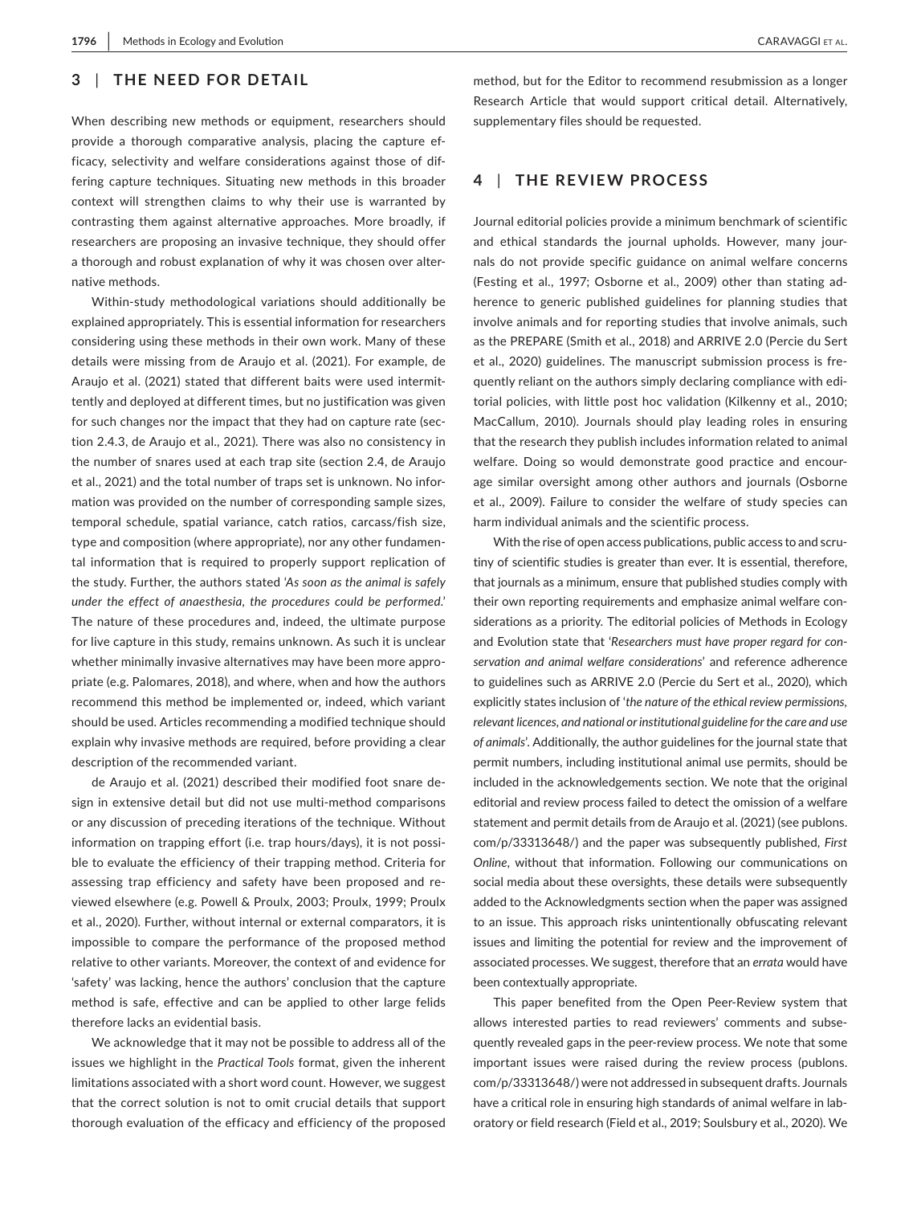## 3 | THE NEED FOR DETAIL

When describing new methods or equipment, researchers should provide a thorough comparative analysis, placing the capture efficacy, selectivity and welfare considerations against those of differing capture techniques. Situating new methods in this broader context will strengthen claims to why their use is warranted by contrasting them against alternative approaches. More broadly, if researchers are proposing an invasive technique, they should offer a thorough and robust explanation of why it was chosen over alternative methods.

Within-study methodological variations should additionally be explained appropriately. This is essential information for researchers considering using these methods in their own work. Many of these details were missing from de Araujo et al. (2021). For example, de Araujo et al. (2021) stated that different baits were used intermittently and deployed at different times, but no justification was given for such changes nor the impact that they had on capture rate (section 2.4.3, de Araujo et al., 2021). There was also no consistency in the number of snares used at each trap site (section 2.4, de Araujo et al., 2021) and the total number of traps set is unknown. No information was provided on the number of corresponding sample sizes, temporal schedule, spatial variance, catch ratios, carcass/fish size, type and composition (where appropriate), nor any other fundamental information that is required to properly support replication of the study. Further, the authors stated '*As soon as the animal is safely under the effect of anaesthesia, the procedures could be performed*.' The nature of these procedures and, indeed, the ultimate purpose for live capture in this study, remains unknown. As such it is unclear whether minimally invasive alternatives may have been more appropriate (e.g. Palomares, 2018), and where, when and how the authors recommend this method be implemented or, indeed, which variant should be used. Articles recommending a modified technique should explain why invasive methods are required, before providing a clear description of the recommended variant.

de Araujo et al. (2021) described their modified foot snare design in extensive detail but did not use multi-method comparisons or any discussion of preceding iterations of the technique. Without information on trapping effort (i.e. trap hours/days), it is not possible to evaluate the efficiency of their trapping method. Criteria for assessing trap efficiency and safety have been proposed and reviewed elsewhere (e.g. Powell & Proulx, 2003; Proulx, 1999; Proulx et al., 2020). Further, without internal or external comparators, it is impossible to compare the performance of the proposed method relative to other variants. Moreover, the context of and evidence for 'safety' was lacking, hence the authors' conclusion that the capture method is safe, effective and can be applied to other large felids therefore lacks an evidential basis.

We acknowledge that it may not be possible to address all of the issues we highlight in the *Practical Tools* format, given the inherent limitations associated with a short word count. However, we suggest that the correct solution is not to omit crucial details that support thorough evaluation of the efficacy and efficiency of the proposed method, but for the Editor to recommend resubmission as a longer Research Article that would support critical detail. Alternatively, supplementary files should be requested.

## 4 | THE REVIEW PROCESS

Journal editorial policies provide a minimum benchmark of scientific and ethical standards the journal upholds. However, many journals do not provide specific guidance on animal welfare concerns (Festing et al., 1997; Osborne et al., 2009) other than stating adherence to generic published guidelines for planning studies that involve animals and for reporting studies that involve animals, such as the PREPARE (Smith et al., 2018) and ARRIVE 2.0 (Percie du Sert et al., 2020) guidelines. The manuscript submission process is frequently reliant on the authors simply declaring compliance with editorial policies, with little post hoc validation (Kilkenny et al., 2010; MacCallum, 2010). Journals should play leading roles in ensuring that the research they publish includes information related to animal welfare. Doing so would demonstrate good practice and encourage similar oversight among other authors and journals (Osborne et al., 2009). Failure to consider the welfare of study species can harm individual animals and the scientific process.

With the rise of open access publications, public access to and scrutiny of scientific studies is greater than ever. It is essential, therefore, that journals as a minimum, ensure that published studies comply with their own reporting requirements and emphasize animal welfare considerations as a priority. The editorial policies of Methods in Ecology and Evolution state that '*Researchers must have proper regard for conservation and animal welfare considerations*' and reference adherence to guidelines such as ARRIVE 2.0 (Percie du Sert et al., 2020), which explicitly states inclusion of '*the nature of the ethical review permissions, relevant licences, and national or institutional guideline for the care and use of animals*'. Additionally, the author guidelines for the journal state that permit numbers, including institutional animal use permits, should be included in the acknowledgements section. We note that the original editorial and review process failed to detect the omission of a welfare statement and permit details from de Araujo et al. (2021) (see publons.com/p/33313648/) and the paper was subsequently published, *First Online*, without that information. Following our communications on social media about these oversights, these details were subsequently added to the Acknowledgments section when the paper was assigned to an issue. This approach risks unintentionally obfuscating relevant issues and limiting the potential for review and the improvement of associated processes. We suggest, therefore that an *errata* would have been contextually appropriate.

This paper benefited from the Open Peer-Review system that allows interested parties to read reviewers' comments and subsequently revealed gaps in the peer-review process. We note that some important issues were raised during the review process (publons.com/p/33313648/) were not addressed in subsequent drafts. Journals have a critical role in ensuring high standards of animal welfare in laboratory or field research (Field et al., 2019; Soulsbury et al., 2020). We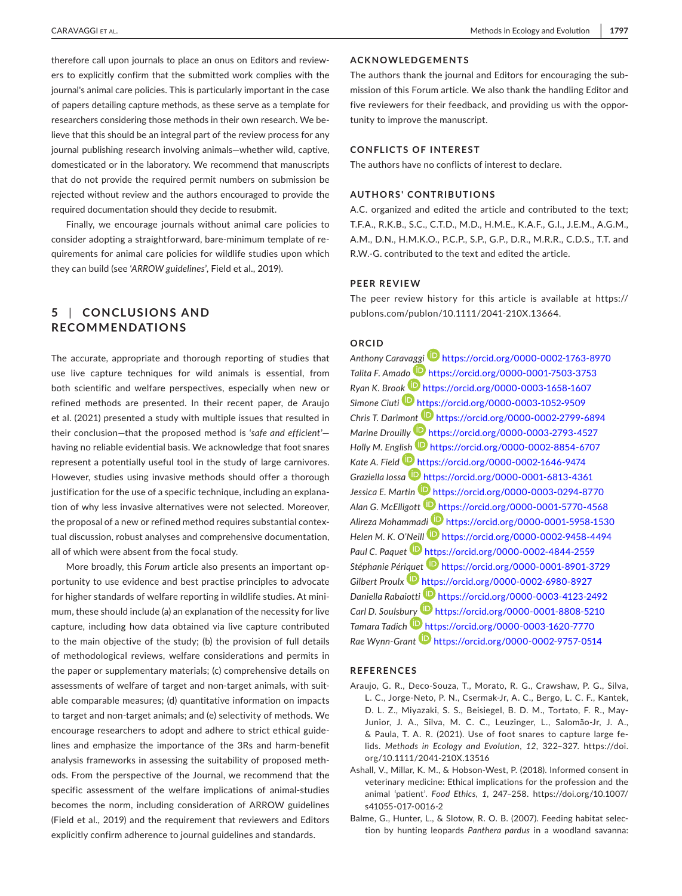therefore call upon journals to place an onus on Editors and reviewers to explicitly confirm that the submitted work complies with the journal's animal care policies. This is particularly important in the case of papers detailing capture methods, as these serve as a template for researchers considering those methods in their own research. We believe that this should be an integral part of the review process for any journal publishing research involving animals—whether wild, captive, domesticated or in the laboratory. We recommend that manuscripts that do not provide the required permit numbers on submission be rejected without review and the authors encouraged to provide the required documentation should they decide to resubmit.

Finally, we encourage journals without animal care policies to consider adopting a straightforward, bare-minimum template of requirements for animal care policies for wildlife studies upon which they can build (see *'ARROW guidelines'*, Field et al., 2019).

## 5 | CONCLUSIONS AND RECOMMENDATIONS

The accurate, appropriate and thorough reporting of studies that use live capture techniques for wild animals is essential, from both scientific and welfare perspectives, especially when new or refined methods are presented. In their recent paper, de Araujo et al. (2021) presented a study with multiple issues that resulted in their conclusion—that the proposed method is *'safe and efficient'*—having no reliable evidential basis. We acknowledge that foot snares represent a potentially useful tool in the study of large carnivores. However, studies using invasive methods should offer a thorough justification for the use of a specific technique, including an explanation of why less invasive alternatives were not selected. Moreover, the proposal of a new or refined method requires substantial contextual discussion, robust analyses and comprehensive documentation, all of which were absent from the focal study.

More broadly, this *Forum* article also presents an important opportunity to use evidence and best practise principles to advocate for higher standards of welfare reporting in wildlife studies. At minimum, these should include (a) an explanation of the necessity for live capture, including how data obtained via live capture contributed to the main objective of the study; (b) the provision of full details of methodological reviews, welfare considerations and permits in the paper or supplementary materials; (c) comprehensive details on assessments of welfare of target and non-target animals, with suitable comparable measures; (d) quantitative information on impacts to target and non-target animals; and (e) selectivity of methods. We encourage researchers to adopt and adhere to strict ethical guidelines and emphasize the importance of the 3Rs and harm-benefit analysis frameworks in assessing the suitability of proposed methods. From the perspective of the Journal, we recommend that the specific assessment of the welfare implications of animal-studies becomes the norm, including consideration of ARROW guidelines (Field et al., 2019) and the requirement that reviewers and Editors explicitly confirm adherence to journal guidelines and standards.

## ACKNOWLEDGEMENTS

The authors thank the journal and Editors for encouraging the submission of this Forum article. We also thank the handling Editor and five reviewers for their feedback, and providing us with the opportunity to improve the manuscript.

## CONFLICTS OF INTEREST

The authors have no conflicts of interest to declare.

## AUTHORS' CONTRIBUTIONS

A.C. organized and edited the article and contributed to the text; T.F.A., R.K.B., S.C., C.T.D., M.D., H.M.E., K.A.F., G.I., J.E.M., A.G.M., A.M., D.N., H.M.K.O., P.C.P., S.P., G.P., D.R., M.R.R., C.D.S., T.T. and R.W.-G. contributed to the text and edited the article.

## PEER REVIEW

The peer review history for this article is available at https://publons.com/publon/10.1111/2041-210X.13664.

## ORCID

*Anthony Caravaggi* https://orcid.org/0000-0002-1763-8970
*Talita F. Amado* https://orcid.org/0000-0001-7503-3753
*Ryan K. Brook* https://orcid.org/0000-0003-1658-1607
*Simone Ciuti* https://orcid.org/0000-0003-1052-9509
*Chris T. Darimont* https://orcid.org/0000-0002-2799-6894
*Marine Drouilly* https://orcid.org/0000-0003-2793-4527
*Holly M. English* https://orcid.org/0000-0002-8854-6707
*Kate A. Field* https://orcid.org/0000-0002-1646-9474
*Graziella Iossa* https://orcid.org/0000-0001-6813-4361
*Jessica E. Martin* https://orcid.org/0000-0003-0294-8770
*Alan G. McElligott* https://orcid.org/0000-0001-5770-4568
*Alireza Mohammadi* https://orcid.org/0000-0001-5958-1530
*Helen M. K. O'Neill* https://orcid.org/0000-0002-9458-4494
*Paul C. Paquet* https://orcid.org/0000-0002-4844-2559
*Stéphanie Périquet* https://orcid.org/0000-0001-8901-3729
*Gilbert Proulx* https://orcid.org/0000-0002-6980-8927
*Daniella Rabaiotti* https://orcid.org/0000-0003-4123-2492
*Carl D. Soulsbury* https://orcid.org/0000-0001-8808-5210
*Tamara Tadich* https://orcid.org/0000-0003-1620-7770
*Rae Wynn-Grant* https://orcid.org/0000-0002-9757-0514

## REFERENCES

Araujo, G. R., Deco-Souza, T., Morato, R. G., Crawshaw, P. G., Silva, L. C., Jorge-Neto, P. N., Csermak-Jr, A. C., Bergo, L. C. F., Kantek, D. L. Z., Miyazaki, S. S., Beisiegel, B. D. M., Tortato, F. R., May-Junior, J. A., Silva, M. C. C., Leuzinger, L., Salomão-Jr, J. A., & Paula, T. A. R. (2021). Use of foot snares to capture large felids. *Methods in Ecology and Evolution*, *12*, 322–327. https://doi.org/10.1111/2041-210X.13516

Ashall, V., Millar, K. M., & Hobson-West, P. (2018). Informed consent in veterinary medicine: Ethical implications for the profession and the animal 'patient'. *Food Ethics*, *1*, 247–258. https://doi.org/10.1007/s41055-017-0016-2

Balme, G., Hunter, L., & Slotow, R. O. B. (2007). Feeding habitat selection by hunting leopards *Panthera pardus* in a woodland savanna: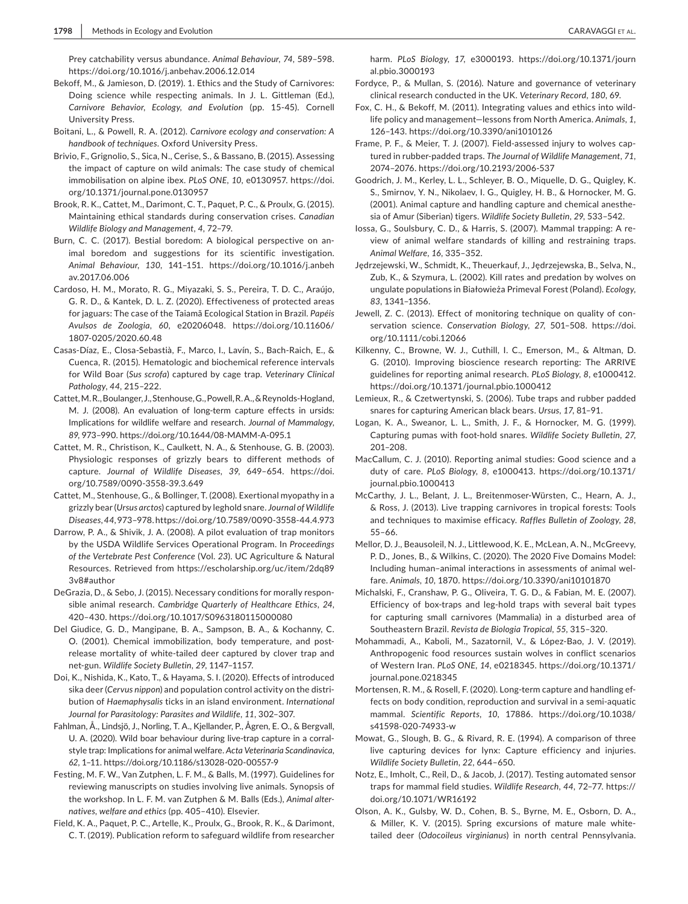Prey catchability versus abundance. *Animal Behaviour*, *74*, 589–598. https://doi.org/10.1016/j.anbehav.2006.12.014

Bekoff, M., & Jamieson, D. (2019). 1. Ethics and the Study of Carnivores: Doing science while respecting animals. In J. L. Gittleman (Ed.), *Carnivore Behavior, Ecology, and Evolution* (pp. 15-45). Cornell University Press.

Boitani, L., & Powell, R. A. (2012). *Carnivore ecology and conservation: A handbook of techniques*. Oxford University Press.

Brivio, F., Grignolio, S., Sica, N., Cerise, S., & Bassano, B. (2015). Assessing the impact of capture on wild animals: The case study of chemical immobilisation on alpine ibex. *PLoS ONE*, *10*, e0130957. https://doi.org/10.1371/journal.pone.0130957

Brook, R. K., Cattet, M., Darimont, C. T., Paquet, P. C., & Proulx, G. (2015). Maintaining ethical standards during conservation crises. *Canadian Wildlife Biology and Management*, *4*, 72–79.

Burn, C. C. (2017). Bestial boredom: A biological perspective on animal boredom and suggestions for its scientific investigation. *Animal Behaviour*, *130*, 141–151. https://doi.org/10.1016/j.anbehav.2017.06.006

Cardoso, H. M., Morato, R. G., Miyazaki, S. S., Pereira, T. D. C., Araújo, G. R. D., & Kantek, D. L. Z. (2020). Effectiveness of protected areas for jaguars: The case of the Taiamã Ecological Station in Brazil. *Papéis Avulsos de Zoologia*, *60*, e20206048. https://doi.org/10.11606/1807-0205/2020.60.48

Casas-Díaz, E., Closa-Sebastià, F., Marco, I., Lavín, S., Bach-Raich, E., & Cuenca, R. (2015). Hematologic and biochemical reference intervals for Wild Boar (*Sus scrofa*) captured by cage trap. *Veterinary Clinical Pathology*, *44*, 215–222.

Cattet, M. R., Boulanger, J., Stenhouse, G., Powell, R. A., & Reynolds-Hogland, M. J. (2008). An evaluation of long-term capture effects in ursids: Implications for wildlife welfare and research. *Journal of Mammalogy*, *89*, 973–990. https://doi.org/10.1644/08-MAMM-A-095.1

Cattet, M. R., Christison, K., Caulkett, N. A., & Stenhouse, G. B. (2003). Physiologic responses of grizzly bears to different methods of capture. *Journal of Wildlife Diseases*, *39*, 649–654. https://doi.org/10.7589/0090-3558-39.3.649

Cattet, M., Stenhouse, G., & Bollinger, T. (2008). Exertional myopathy in a grizzly bear (*Ursus arctos*) captured by leghold snare. *Journal of Wildlife Diseases*, *44*, 973–978. https://doi.org/10.7589/0090-3558-44.4.973

Darrow, P. A., & Shivik, J. A. (2008). A pilot evaluation of trap monitors by the USDA Wildlife Services Operational Program. In *Proceedings of the Vertebrate Pest Conference* (Vol. *23*). UC Agriculture & Natural Resources. Retrieved from https://escholarship.org/uc/item/2dq893v8#author

DeGrazia, D., & Sebo, J. (2015). Necessary conditions for morally responsible animal research. *Cambridge Quarterly of Healthcare Ethics*, *24*, 420–430. https://doi.org/10.1017/S0963180115000080

Del Giudice, G. D., Mangipane, B. A., Sampson, B. A., & Kochanny, C. O. (2001). Chemical immobilization, body temperature, and post-release mortality of white-tailed deer captured by clover trap and net-gun. *Wildlife Society Bulletin*, *29*, 1147–1157.

Doi, K., Nishida, K., Kato, T., & Hayama, S. I. (2020). Effects of introduced sika deer (*Cervus nippon*) and population control activity on the distribution of *Haemaphysalis* ticks in an island environment. *International Journal for Parasitology: Parasites and Wildlife*, *11*, 302–307.

Fahlman, Å., Lindsjö, J., Norling, T. A., Kjellander, P., Ågren, E. O., & Bergvall, U. A. (2020). Wild boar behaviour during live-trap capture in a corral-style trap: Implications for animal welfare. *Acta Veterinaria Scandinavica*, *62*, 1–11. https://doi.org/10.1186/s13028-020-00557-9

Festing, M. F. W., Van Zutphen, L. F. M., & Balls, M. (1997). Guidelines for reviewing manuscripts on studies involving live animals. Synopsis of the workshop. In L. F. M. van Zutphen & M. Balls (Eds.), *Animal alternatives, welfare and ethics* (pp. 405–410). Elsevier.

Field, K. A., Paquet, P. C., Artelle, K., Proulx, G., Brook, R. K., & Darimont, C. T. (2019). Publication reform to safeguard wildlife from researcher harm. *PLoS Biology*, *17*, e3000193. https://doi.org/10.1371/journal.pbio.3000193

Fordyce, P., & Mullan, S. (2016). Nature and governance of veterinary clinical research conducted in the UK. *Veterinary Record*, *180*, 69.

Fox, C. H., & Bekoff, M. (2011). Integrating values and ethics into wildlife policy and management—lessons from North America. *Animals*, *1*, 126–143. https://doi.org/10.3390/ani1010126

Frame, P. F., & Meier, T. J. (2007). Field-assessed injury to wolves captured in rubber-padded traps. *The Journal of Wildlife Management*, *71*, 2074–2076. https://doi.org/10.2193/2006-537

Goodrich, J. M., Kerley, L. L., Schleyer, B. O., Miquelle, D. G., Quigley, K. S., Smirnov, Y. N., Nikolaev, I. G., Quigley, H. B., & Hornocker, M. G. (2001). Animal capture and handling capture and chemical anesthesia of Amur (Siberian) tigers. *Wildlife Society Bulletin*, *29*, 533–542.

Iossa, G., Soulsbury, C. D., & Harris, S. (2007). Mammal trapping: A review of animal welfare standards of killing and restraining traps. *Animal Welfare*, *16*, 335–352.

Jędrzejewski, W., Schmidt, K., Theuerkauf, J., Jędrzejewska, B., Selva, N., Zub, K., & Szymura, L. (2002). Kill rates and predation by wolves on ungulate populations in Białowieża Primeval Forest (Poland). *Ecology*, *83*, 1341–1356.

Jewell, Z. C. (2013). Effect of monitoring technique on quality of conservation science. *Conservation Biology*, *27*, 501–508. https://doi.org/10.1111/cobi.12066

Kilkenny, C., Browne, W. J., Cuthill, I. C., Emerson, M., & Altman, D. G. (2010). Improving bioscience research reporting: The ARRIVE guidelines for reporting animal research. *PLoS Biology*, *8*, e1000412. https://doi.org/10.1371/journal.pbio.1000412

Lemieux, R., & Czetwertynski, S. (2006). Tube traps and rubber padded snares for capturing American black bears. *Ursus*, *17*, 81–91.

Logan, K. A., Sweanor, L. L., Smith, J. F., & Hornocker, M. G. (1999). Capturing pumas with foot-hold snares. *Wildlife Society Bulletin*, *27*, 201–208.

MacCallum, C. J. (2010). Reporting animal studies: Good science and a duty of care. *PLoS Biology*, *8*, e1000413. https://doi.org/10.1371/journal.pbio.1000413

McCarthy, J. L., Belant, J. L., Breitenmoser-Würsten, C., Hearn, A. J., & Ross, J. (2013). Live trapping carnivores in tropical forests: Tools and techniques to maximise efficacy. *Raffles Bulletin of Zoology*, *28*, 55–66.

Mellor, D. J., Beausoleil, N. J., Littlewood, K. E., McLean, A. N., McGreevy, P. D., Jones, B., & Wilkins, C. (2020). The 2020 Five Domains Model: Including human–animal interactions in assessments of animal welfare. *Animals*, *10*, 1870. https://doi.org/10.3390/ani10101870

Michalski, F., Cranshaw, P. G., Oliveira, T. G. D., & Fabian, M. E. (2007). Efficiency of box-traps and leg-hold traps with several bait types for capturing small carnivores (Mammalia) in a disturbed area of Southeastern Brazil. *Revista de Biologia Tropical*, *55*, 315–320.

Mohammadi, A., Kaboli, M., Sazatornil, V., & López-Bao, J. V. (2019). Anthropogenic food resources sustain wolves in conflict scenarios of Western Iran. *PLoS ONE*, *14*, e0218345. https://doi.org/10.1371/journal.pone.0218345

Mortensen, R. M., & Rosell, F. (2020). Long-term capture and handling effects on body condition, reproduction and survival in a semi-aquatic mammal. *Scientific Reports*, *10*, 17886. https://doi.org/10.1038/s41598-020-74933-w

Mowat, G., Slough, B. G., & Rivard, R. E. (1994). A comparison of three live capturing devices for lynx: Capture efficiency and injuries. *Wildlife Society Bulletin*, *22*, 644–650.

Notz, E., Imholt, C., Reil, D., & Jacob, J. (2017). Testing automated sensor traps for mammal field studies. *Wildlife Research*, *44*, 72–77. https://doi.org/10.1071/WR16192

Olson, A. K., Gulsby, W. D., Cohen, B. S., Byrne, M. E., Osborn, D. A., & Miller, K. V. (2015). Spring excursions of mature male white-tailed deer (*Odocoileus virginianus*) in north central Pennsylvania.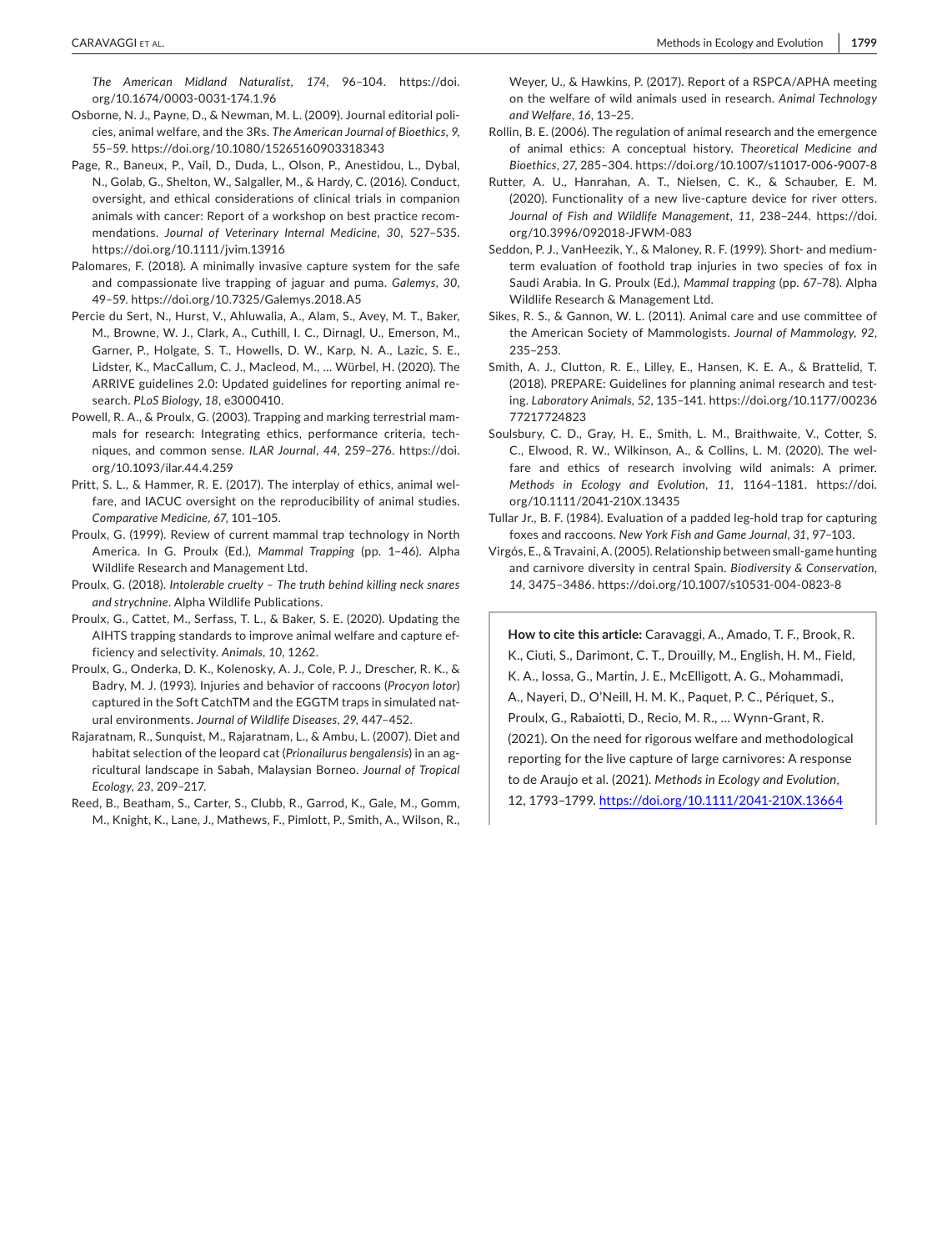*The American Midland Naturalist*, *174*, 96–104. https://doi.org/10.1674/0003-0031-174.1.96

Osborne, N. J., Payne, D., & Newman, M. L. (2009). Journal editorial policies, animal welfare, and the 3Rs. *The American Journal of Bioethics*, *9*, 55–59. https://doi.org/10.1080/15265160903318343

Page, R., Baneux, P., Vail, D., Duda, L., Olson, P., Anestidou, L., Dybal, N., Golab, G., Shelton, W., Salgaller, M., & Hardy, C. (2016). Conduct, oversight, and ethical considerations of clinical trials in companion animals with cancer: Report of a workshop on best practice recommendations. *Journal of Veterinary Internal Medicine*, *30*, 527–535. https://doi.org/10.1111/jvim.13916

Palomares, F. (2018). A minimally invasive capture system for the safe and compassionate live trapping of jaguar and puma. *Galemys*, *30*, 49–59. https://doi.org/10.7325/Galemys.2018.A5

Percie du Sert, N., Hurst, V., Ahluwalia, A., Alam, S., Avey, M. T., Baker, M., Browne, W. J., Clark, A., Cuthill, I. C., Dirnagl, U., Emerson, M., Garner, P., Holgate, S. T., Howells, D. W., Karp, N. A., Lazic, S. E., Lidster, K., MacCallum, C. J., Macleod, M., … Würbel, H. (2020). The ARRIVE guidelines 2.0: Updated guidelines for reporting animal research. *PLoS Biology*, *18*, e3000410.

Powell, R. A., & Proulx, G. (2003). Trapping and marking terrestrial mammals for research: Integrating ethics, performance criteria, techniques, and common sense. *ILAR Journal*, *44*, 259–276. https://doi.org/10.1093/ilar.44.4.259

Pritt, S. L., & Hammer, R. E. (2017). The interplay of ethics, animal welfare, and IACUC oversight on the reproducibility of animal studies. *Comparative Medicine*, *67*, 101–105.

Proulx, G. (1999). Review of current mammal trap technology in North America. In G. Proulx (Ed.), *Mammal Trapping* (pp. 1–46). Alpha Wildlife Research and Management Ltd.

Proulx, G. (2018). *Intolerable cruelty – The truth behind killing neck snares and strychnine*. Alpha Wildlife Publications.

Proulx, G., Cattet, M., Serfass, T. L., & Baker, S. E. (2020). Updating the AIHTS trapping standards to improve animal welfare and capture efficiency and selectivity. *Animals*, *10*, 1262.

Proulx, G., Onderka, D. K., Kolenosky, A. J., Cole, P. J., Drescher, R. K., & Badry, M. J. (1993). Injuries and behavior of raccoons (*Procyon lotor*) captured in the Soft CatchTM and the EGGTM traps in simulated natural environments. *Journal of Wildlife Diseases*, *29*, 447–452.

Rajaratnam, R., Sunquist, M., Rajaratnam, L., & Ambu, L. (2007). Diet and habitat selection of the leopard cat (*Prionailurus bengalensis*) in an agricultural landscape in Sabah, Malaysian Borneo. *Journal of Tropical Ecology*, *23*, 209–217.

Reed, B., Beatham, S., Carter, S., Clubb, R., Garrod, K., Gale, M., Gomm, M., Knight, K., Lane, J., Mathews, F., Pimlott, P., Smith, A., Wilson, R., Weyer, U., & Hawkins, P. (2017). Report of a RSPCA/APHA meeting on the welfare of wild animals used in research. *Animal Technology and Welfare*, *16*, 13–25.

Rollin, B. E. (2006). The regulation of animal research and the emergence of animal ethics: A conceptual history. *Theoretical Medicine and Bioethics*, *27*, 285–304. https://doi.org/10.1007/s11017-006-9007-8

Rutter, A. U., Hanrahan, A. T., Nielsen, C. K., & Schauber, E. M. (2020). Functionality of a new live-capture device for river otters. *Journal of Fish and Wildlife Management*, *11*, 238–244. https://doi.org/10.3996/092018-JFWM-083

Seddon, P. J., VanHeezik, Y., & Maloney, R. F. (1999). Short- and medium-term evaluation of foothold trap injuries in two species of fox in Saudi Arabia. In G. Proulx (Ed.), *Mammal trapping* (pp. 67–78). Alpha Wildlife Research & Management Ltd.

Sikes, R. S., & Gannon, W. L. (2011). Animal care and use committee of the American Society of Mammologists. *Journal of Mammology*, *92*, 235–253.

Smith, A. J., Clutton, R. E., Lilley, E., Hansen, K. E. A., & Brattelid, T. (2018). PREPARE: Guidelines for planning animal research and testing. *Laboratory Animals*, *52*, 135–141. https://doi.org/10.1177/0023677217724823

Soulsbury, C. D., Gray, H. E., Smith, L. M., Braithwaite, V., Cotter, S. C., Elwood, R. W., Wilkinson, A., & Collins, L. M. (2020). The welfare and ethics of research involving wild animals: A primer. *Methods in Ecology and Evolution*, *11*, 1164–1181. https://doi.org/10.1111/2041-210X.13435

Tullar Jr., B. F. (1984). Evaluation of a padded leg-hold trap for capturing foxes and raccoons. *New York Fish and Game Journal*, *31*, 97–103.

Virgós, E., & Travaini, A. (2005). Relationship between small-game hunting and carnivore diversity in central Spain. *Biodiversity & Conservation*, *14*, 3475–3486. https://doi.org/10.1007/s10531-004-0823-8

**How to cite this article:** Caravaggi, A., Amado, T. F., Brook, R. K., Ciuti, S., Darimont, C. T., Drouilly, M., English, H. M., Field, K. A., Iossa, G., Martin, J. E., McElligott, A. G., Mohammadi, A., Nayeri, D., O'Neill, H. M. K., Paquet, P. C., Périquet, S., Proulx, G., Rabaiotti, D., Recio, M. R., … Wynn-Grant, R. (2021). On the need for rigorous welfare and methodological reporting for the live capture of large carnivores: A response to de Araujo et al. (2021). *Methods in Ecology and Evolution*, 12, 1793–1799. https://doi.org/10.1111/2041-210X.13664